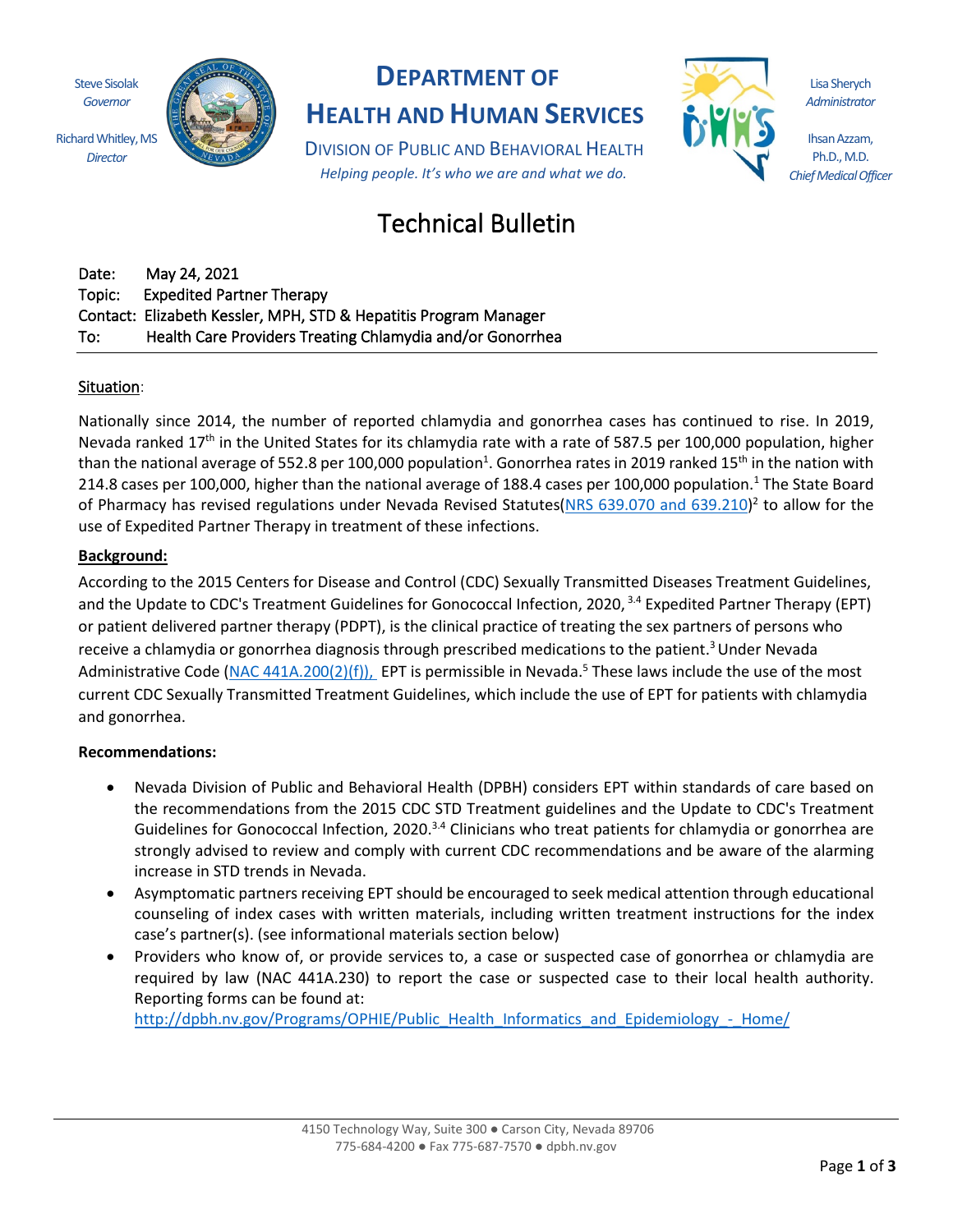Steve Sisolak
*Governor*

Richard Whitley, MS
*Director*

# DEPARTMENT OF HEALTH AND HUMAN SERVICES

DIVISION OF PUBLIC AND BEHAVIORAL HEALTH

*Helping people. It's who we are and what we do.*

Lisa Sherych
*Administrator*

Ihsan Azzam, Ph.D., M.D.
*Chief Medical Officer*

## Technical Bulletin

Date: May 24, 2021
Topic: Expedited Partner Therapy
Contact: Elizabeth Kessler, MPH, STD & Hepatitis Program Manager
To: Health Care Providers Treating Chlamydia and/or Gonorrhea

---

### Situation:

Nationally since 2014, the number of reported chlamydia and gonorrhea cases has continued to rise. In 2019, Nevada ranked 17th in the United States for its chlamydia rate with a rate of 587.5 per 100,000 population, higher than the national average of 552.8 per 100,000 population[1]. Gonorrhea rates in 2019 ranked 15th in the nation with 214.8 cases per 100,000, higher than the national average of 188.4 cases per 100,000 population.[1] The State Board of Pharmacy has revised regulations under Nevada Revised Statutes(NRS 639.070 and 639.210)[2] to allow for the use of Expedited Partner Therapy in treatment of these infections.

### Background:

According to the 2015 Centers for Disease and Control (CDC) Sexually Transmitted Diseases Treatment Guidelines, and the Update to CDC's Treatment Guidelines for Gonococcal Infection, 2020, [3,4] Expedited Partner Therapy (EPT) or patient delivered partner therapy (PDPT), is the clinical practice of treating the sex partners of persons who receive a chlamydia or gonorrhea diagnosis through prescribed medications to the patient.[3] Under Nevada Administrative Code (NAC 441A.200(2)(f)), EPT is permissible in Nevada.[5] These laws include the use of the most current CDC Sexually Transmitted Treatment Guidelines, which include the use of EPT for patients with chlamydia and gonorrhea.

### Recommendations:

- Nevada Division of Public and Behavioral Health (DPBH) considers EPT within standards of care based on the recommendations from the 2015 CDC STD Treatment guidelines and the Update to CDC's Treatment Guidelines for Gonococcal Infection, 2020.[3,4] Clinicians who treat patients for chlamydia or gonorrhea are strongly advised to review and comply with current CDC recommendations and be aware of the alarming increase in STD trends in Nevada.
- Asymptomatic partners receiving EPT should be encouraged to seek medical attention through educational counseling of index cases with written materials, including written treatment instructions for the index case's partner(s). (see informational materials section below)
- Providers who know of, or provide services to, a case or suspected case of gonorrhea or chlamydia are required by law (NAC 441A.230) to report the case or suspected case to their local health authority. Reporting forms can be found at: http://dpbh.nv.gov/Programs/OPHIE/Public_Health_Informatics_and_Epidemiology_-_Home/

---

4150 Technology Way, Suite 300 ● Carson City, Nevada 89706
775-684-4200 ● Fax 775-687-7570 ● dpbh.nv.gov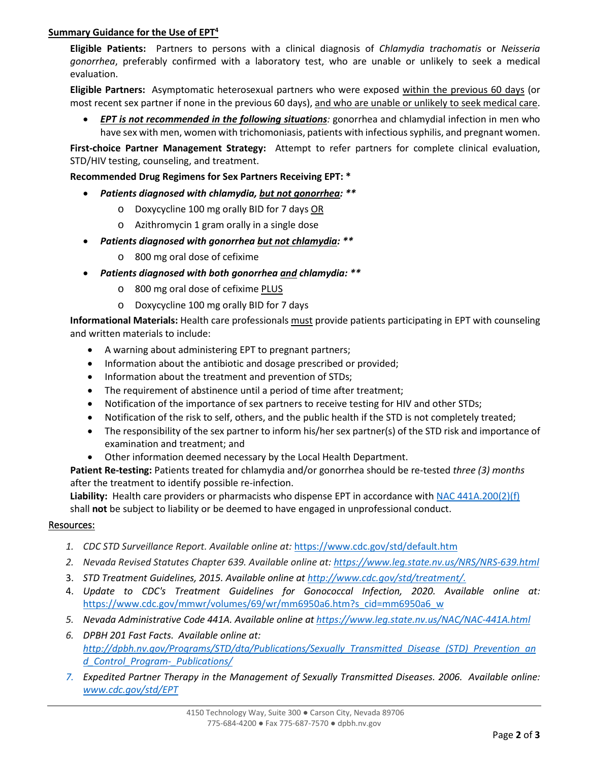## Summary Guidance for the Use of EPT[4]

**Eligible Patients:** Partners to persons with a clinical diagnosis of *Chlamydia trachomatis* or *Neisseria gonorrhea*, preferably confirmed with a laboratory test, who are unable or unlikely to seek a medical evaluation.

**Eligible Partners:** Asymptomatic heterosexual partners who were exposed within the previous 60 days (or most recent sex partner if none in the previous 60 days), and who are unable or unlikely to seek medical care.

- ***EPT is not recommended in the following situations***: gonorrhea and chlamydial infection in men who have sex with men, women with trichomoniasis, patients with infectious syphilis, and pregnant women.

**First-choice Partner Management Strategy:** Attempt to refer partners for complete clinical evaluation, STD/HIV testing, counseling, and treatment.

**Recommended Drug Regimens for Sex Partners Receiving EPT: ***

- ***Patients diagnosed with chlamydia, but not gonorrhea: ****
  - Doxycycline 100 mg orally BID for 7 days OR
  - Azithromycin 1 gram orally in a single dose
- ***Patients diagnosed with gonorrhea but not chlamydia: ****
  - 800 mg oral dose of cefixime
- ***Patients diagnosed with both gonorrhea and chlamydia: ****
  - 800 mg oral dose of cefixime PLUS
  - Doxycycline 100 mg orally BID for 7 days

**Informational Materials:** Health care professionals must provide patients participating in EPT with counseling and written materials to include:

- A warning about administering EPT to pregnant partners;
- Information about the antibiotic and dosage prescribed or provided;
- Information about the treatment and prevention of STDs;
- The requirement of abstinence until a period of time after treatment;
- Notification of the importance of sex partners to receive testing for HIV and other STDs;
- Notification of the risk to self, others, and the public health if the STD is not completely treated;
- The responsibility of the sex partner to inform his/her sex partner(s) of the STD risk and importance of examination and treatment; and
- Other information deemed necessary by the Local Health Department.

**Patient Re-testing:** Patients treated for chlamydia and/or gonorrhea should be re-tested *three (3) months* after the treatment to identify possible re-infection.

**Liability:** Health care providers or pharmacists who dispense EPT in accordance with NAC 441A.200(2)(f) shall **not** be subject to liability or be deemed to have engaged in unprofessional conduct.

## Resources:

1. *CDC STD Surveillance Report. Available online at:* https://www.cdc.gov/std/default.htm
2. *Nevada Revised Statutes Chapter 639. Available online at: https://www.leg.state.nv.us/NRS/NRS-639.html*
3. STD Treatment Guidelines, 2015. Available online at *http://www.cdc.gov/std/treatment/.*
4. *Update to CDC's Treatment Guidelines for Gonococcal Infection, 2020. Available online at:* https://www.cdc.gov/mmwr/volumes/69/wr/mm6950a6.htm?s_cid=mm6950a6_w
5. *Nevada Administrative Code 441A. Available online at https://www.leg.state.nv.us/NAC/NAC-441A.html*
6. *DPBH 201 Fast Facts. Available online at: http://dpbh.nv.gov/Programs/STD/dta/Publications/Sexually_Transmitted_Disease_(STD)_Prevention_and_Control_Program-_Publications/*
7. *Expedited Partner Therapy in the Management of Sexually Transmitted Diseases. 2006. Available online: www.cdc.gov/std/EPT*

4150 Technology Way, Suite 300 ● Carson City, Nevada 89706
775-684-4200 ● Fax 775-687-7570 ● dpbh.nv.gov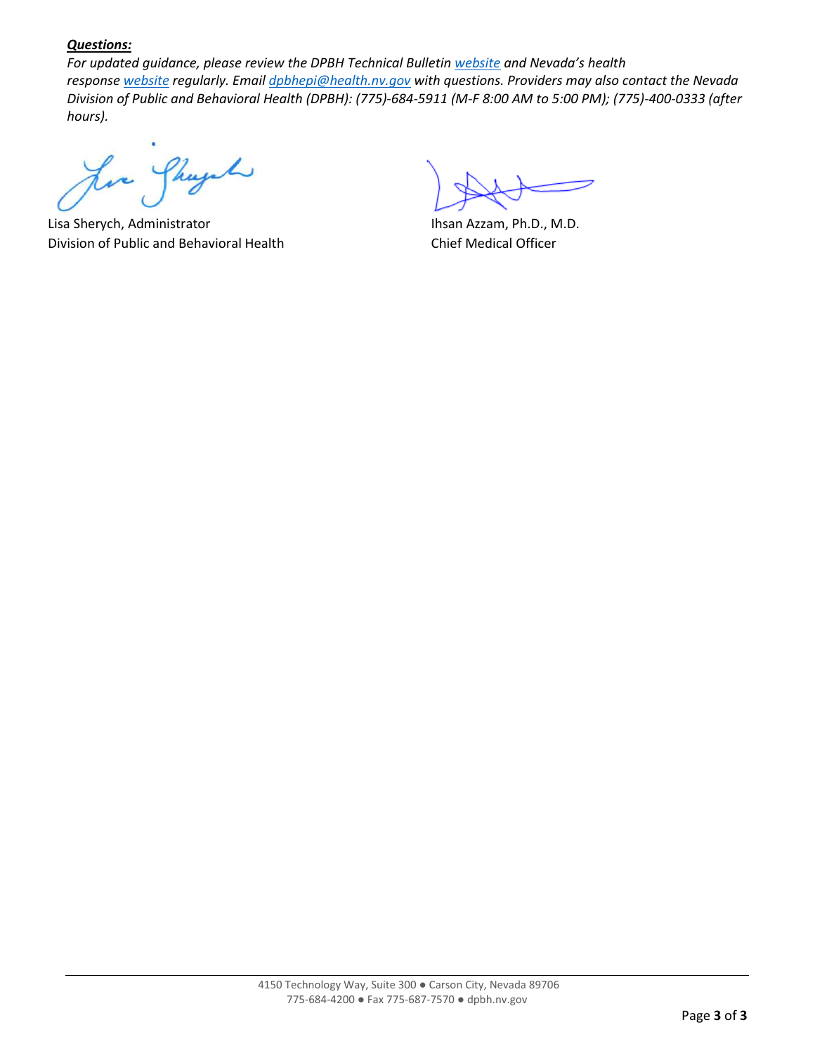***Questions:***

*For updated guidance, please review the DPBH Technical Bulletin website and Nevada's health response website regularly. Email dpbhepi@health.nv.gov with questions. Providers may also contact the Nevada Division of Public and Behavioral Health (DPBH): (775)-684-5911 (M-F 8:00 AM to 5:00 PM); (775)-400-0333 (after hours).*

Lisa Sherych, Administrator
Division of Public and Behavioral Health

Ihsan Azzam, Ph.D., M.D.
Chief Medical Officer

4150 Technology Way, Suite 300 ● Carson City, Nevada 89706
775-684-4200 ● Fax 775-687-7570 ● dpbh.nv.gov